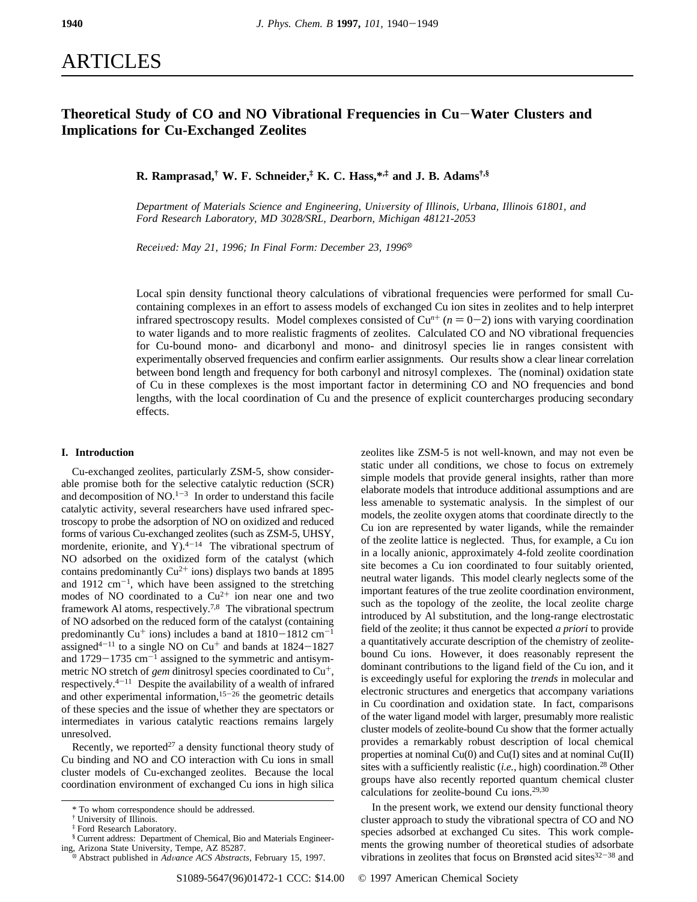# ARTICLES

## Theoretical Study of CO and NO Vibrational Frequencies in Cu−Water Clusters and Implications for Cu-Exchanged Zeolites

**R. Ramprasad,[†] W. F. Schneider,[‡] K. C. Hass,[*,‡] and J. B. Adams[†,§]**

*Department of Materials Science and Engineering, University of Illinois, Urbana, Illinois 61801, and Ford Research Laboratory, MD 3028/SRL, Dearborn, Michigan 48121-2053*

*Received: May 21, 1996; In Final Form: December 23, 1996*[⊗]

Local spin density functional theory calculations of vibrational frequencies were performed for small Cu-containing complexes in an effort to assess models of exchanged Cu ion sites in zeolites and to help interpret infrared spectroscopy results. Model complexes consisted of $Cu^{n+}$ ($n = 0-2$) ions with varying coordination to water ligands and to more realistic fragments of zeolites. Calculated CO and NO vibrational frequencies for Cu-bound mono- and dicarbonyl and mono- and dinitrosyl species lie in ranges consistent with experimentally observed frequencies and confirm earlier assignments. Our results show a clear linear correlation between bond length and frequency for both carbonyl and nitrosyl complexes. The (nominal) oxidation state of Cu in these complexes is the most important factor in determining CO and NO frequencies and bond lengths, with the local coordination of Cu and the presence of explicit countercharges producing secondary effects.

### I. Introduction

Cu-exchanged zeolites, particularly ZSM-5, show considerable promise both for the selective catalytic reduction (SCR) and decomposition of NO.[1−3] In order to understand this facile catalytic activity, several researchers have used infrared spectroscopy to probe the adsorption of NO on oxidized and reduced forms of various Cu-exchanged zeolites (such as ZSM-5, UHSY, mordenite, erionite, and Y).[4−14] The vibrational spectrum of NO adsorbed on the oxidized form of the catalyst (which contains predominantly $Cu^{2+}$ ions) displays two bands at 1895 and 1912 $cm^{-1}$, which have been assigned to the stretching modes of NO coordinated to a $Cu^{2+}$ ion near one and two framework Al atoms, respectively.[7,8] The vibrational spectrum of NO adsorbed on the reduced form of the catalyst (containing predominantly $Cu^{+}$ ions) includes a band at 1810−1812 $cm^{-1}$ assigned[4−11] to a single NO on $Cu^{+}$ and bands at 1824−1827 and 1729−1735 $cm^{-1}$ assigned to the symmetric and antisymmetric NO stretch of *gem* dinitrosyl species coordinated to $Cu^{+}$, respectively.[4−11] Despite the availability of a wealth of infrared and other experimental information,[15−26] the geometric details of these species and the issue of whether they are spectators or intermediates in various catalytic reactions remains largely unresolved.

Recently, we reported[27] a density functional theory study of Cu binding and NO and CO interaction with Cu ions in small cluster models of Cu-exchanged zeolites. Because the local coordination environment of exchanged Cu ions in high silica zeolites like ZSM-5 is not well-known, and may not even be static under all conditions, we chose to focus on extremely simple models that provide general insights, rather than more elaborate models that introduce additional assumptions and are less amenable to systematic analysis. In the simplest of our models, the zeolite oxygen atoms that coordinate directly to the Cu ion are represented by water ligands, while the remainder of the zeolite lattice is neglected. Thus, for example, a Cu ion in a locally anionic, approximately 4-fold zeolite coordination site becomes a Cu ion coordinated to four suitably oriented, neutral water ligands. This model clearly neglects some of the important features of the true zeolite coordination environment, such as the topology of the zeolite, the local zeolite charge introduced by Al substitution, and the long-range electrostatic field of the zeolite; it thus cannot be expected *a priori* to provide a quantitatively accurate description of the chemistry of zeolite-bound Cu ions. However, it does reasonably represent the dominant contributions to the ligand field of the Cu ion, and it is exceedingly useful for exploring the *trends* in molecular and electronic structures and energetics that accompany variations in Cu coordination and oxidation state. In fact, comparisons of the water ligand model with larger, presumably more realistic cluster models of zeolite-bound Cu show that the former actually provides a remarkably robust description of local chemical properties at nominal Cu(0) and Cu(I) sites and at nominal Cu(II) sites with a sufficiently realistic (*i.e.*, high) coordination.[28] Other groups have also recently reported quantum chemical cluster calculations for zeolite-bound Cu ions.[29,30]

In the present work, we extend our density functional theory cluster approach to study the vibrational spectra of CO and NO species adsorbed at exchanged Cu sites. This work complements the growing number of theoretical studies of adsorbate vibrations in zeolites that focus on Brønsted acid sites[32−38] and

---

* To whom correspondence should be addressed.

† University of Illinois.

‡ Ford Research Laboratory.

§ Current address: Department of Chemical, Bio and Materials Engineering, Arizona State University, Tempe, AZ 85287.

⊗ Abstract published in *Advance ACS Abstracts*, February 15, 1997.

S1089-5647(96)01472-1 CCC: $14.00 © 1997 American Chemical Society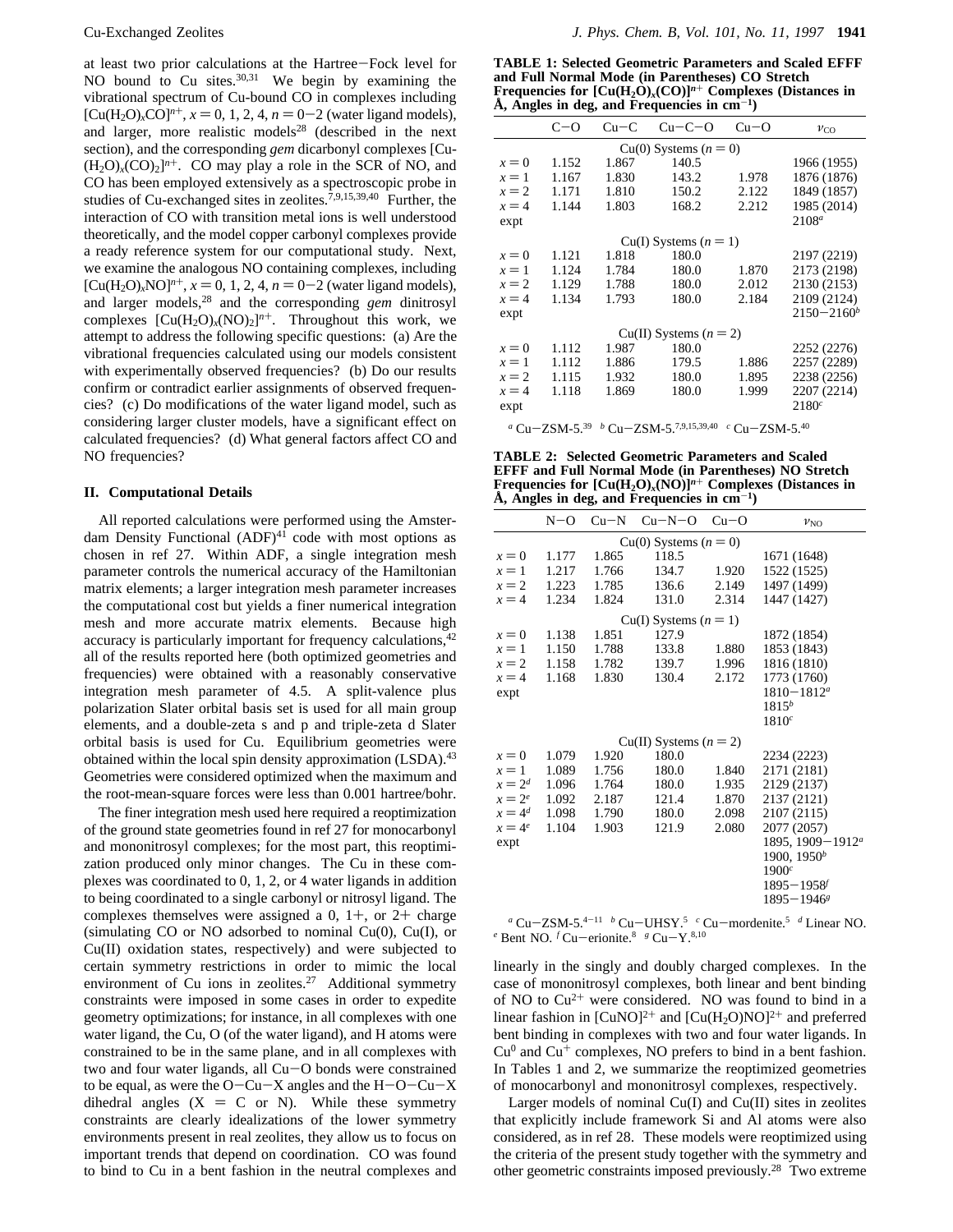at least two prior calculations at the Hartree–Fock level for NO bound to Cu sites.[30,31] We begin by examining the vibrational spectrum of Cu-bound CO in complexes including $[Cu(H_2O)_xCO]^{n+}$, $x = 0, 1, 2, 4$, $n = 0{-}2$ (water ligand models), and larger, more realistic models[28] (described in the next section), and the corresponding *gem* dicarbonyl complexes $[Cu(H_2O)_x(CO)_2]^{n+}$. CO may play a role in the SCR of NO, and CO has been employed extensively as a spectroscopic probe in studies of Cu-exchanged sites in zeolites.[7,9,15,39,40] Further, the interaction of CO with transition metal ions is well understood theoretically, and the model copper carbonyl complexes provide a ready reference system for our computational study. Next, we examine the analogous NO containing complexes, including $[Cu(H_2O)_xNO]^{n+}$, $x = 0, 1, 2, 4$, $n = 0{-}2$ (water ligand models), and larger models,[28] and the corresponding *gem* dinitrosyl complexes $[Cu(H_2O)_x(NO)_2]^{n+}$. Throughout this work, we attempt to address the following specific questions: (a) Are the vibrational frequencies calculated using our models consistent with experimentally observed frequencies? (b) Do our results confirm or contradict earlier assignments of observed frequencies? (c) Do modifications of the water ligand model, such as considering larger cluster models, have a significant effect on calculated frequencies? (d) What general factors affect CO and NO frequencies?

## II. Computational Details

All reported calculations were performed using the Amsterdam Density Functional (ADF)[41] code with most options as chosen in ref 27. Within ADF, a single integration mesh parameter controls the numerical accuracy of the Hamiltonian matrix elements; a larger integration mesh parameter increases the computational cost but yields a finer numerical integration mesh and more accurate matrix elements. Because high accuracy is particularly important for frequency calculations,[42] all of the results reported here (both optimized geometries and frequencies) were obtained with a reasonably conservative integration mesh parameter of 4.5. A split-valence plus polarization Slater orbital basis set is used for all main group elements, and a double-zeta s and p and triple-zeta d Slater orbital basis is used for Cu. Equilibrium geometries were obtained within the local spin density approximation (LSDA).[43] Geometries were considered optimized when the maximum and the root-mean-square forces were less than 0.001 hartree/bohr.

The finer integration mesh used here required a reoptimization of the ground state geometries found in ref 27 for monocarbonyl and mononitrosyl complexes; for the most part, this reoptimization produced only minor changes. The Cu in these complexes was coordinated to 0, 1, 2, or 4 water ligands in addition to being coordinated to a single carbonyl or nitrosyl ligand. The complexes themselves were assigned a 0, 1+, or 2+ charge (simulating CO or NO adsorbed to nominal Cu(0), Cu(I), or Cu(II) oxidation states, respectively) and were subjected to certain symmetry restrictions in order to mimic the local environment of Cu ions in zeolites.[27] Additional symmetry constraints were imposed in some cases in order to expedite geometry optimizations; for instance, in all complexes with one water ligand, the Cu, O (of the water ligand), and H atoms were constrained to be in the same plane, and in all complexes with two and four water ligands, all Cu–O bonds were constrained to be equal, as were the O–Cu–X angles and the H–O–Cu–X dihedral angles (X = C or N). While these symmetry constraints are clearly idealizations of the lower symmetry environments present in real zeolites, they allow us to focus on important trends that depend on coordination. CO was found to bind to Cu in a bent fashion in the neutral complexes and linearly in the singly and doubly charged complexes. In the case of mononitrosyl complexes, both linear and bent binding of NO to $Cu^{2+}$ were considered. NO was found to bind in a linear fashion in $[CuNO]^{2+}$ and $[Cu(H_2O)NO]^{2+}$ and preferred bent binding in complexes with two and four water ligands. In $Cu^0$ and $Cu^+$ complexes, NO prefers to bind in a bent fashion. In Tables 1 and 2, we summarize the reoptimized geometries of monocarbonyl and mononitrosyl complexes, respectively.

Larger models of nominal Cu(I) and Cu(II) sites in zeolites that explicitly include framework Si and Al atoms were also considered, as in ref 28. These models were reoptimized using the criteria of the present study together with the symmetry and other geometric constraints imposed previously.[28] Two extreme

**TABLE 1: Selected Geometric Parameters and Scaled EFFF and Full Normal Mode (in Parentheses) CO Stretch Frequencies for $[Cu(H_2O)_x(CO)]^{n+}$ Complexes (Distances in Å, Angles in deg, and Frequencies in $cm^{-1}$)**

| | C–O | Cu–C | Cu–C–O | Cu–O | $\nu_{CO}$ |
|---|---|---|---|---|---|
| | | | Cu(0) Systems ($n = 0$) | | |
| $x = 0$ | 1.152 | 1.867 | 140.5 | | 1966 (1955) |
| $x = 1$ | 1.167 | 1.830 | 143.2 | 1.978 | 1876 (1876) |
| $x = 2$ | 1.171 | 1.810 | 150.2 | 2.122 | 1849 (1857) |
| $x = 4$ | 1.144 | 1.803 | 168.2 | 2.212 | 1985 (2014) |
| expt | | | | | 2108[a] |
| | | | Cu(I) Systems ($n = 1$) | | |
| $x = 0$ | 1.121 | 1.818 | 180.0 | | 2197 (2219) |
| $x = 1$ | 1.124 | 1.784 | 180.0 | 1.870 | 2173 (2198) |
| $x = 2$ | 1.129 | 1.788 | 180.0 | 2.012 | 2130 (2153) |
| $x = 4$ | 1.134 | 1.793 | 180.0 | 2.184 | 2109 (2124) |
| expt | | | | | 2150–2160[b] |
| | | | Cu(II) Systems ($n = 2$) | | |
| $x = 0$ | 1.112 | 1.987 | 180.0 | | 2252 (2276) |
| $x = 1$ | 1.112 | 1.886 | 179.5 | 1.886 | 2257 (2289) |
| $x = 2$ | 1.115 | 1.932 | 180.0 | 1.895 | 2238 (2256) |
| $x = 4$ | 1.118 | 1.869 | 180.0 | 1.999 | 2207 (2214) |
| expt | | | | | 2180[c] |

[a] Cu–ZSM-5.[39] [b] Cu–ZSM-5.[7,9,15,39,40] [c] Cu–ZSM-5.[40]

**TABLE 2: Selected Geometric Parameters and Scaled EFFF and Full Normal Mode (in Parentheses) NO Stretch Frequencies for $[Cu(H_2O)_x(NO)]^{n+}$ Complexes (Distances in Å, Angles in deg, and Frequencies in $cm^{-1}$)**

| | N–O | Cu–N | Cu–N–O | Cu–O | $\nu_{NO}$ |
|---|---|---|---|---|---|
| | | | Cu(0) Systems ($n = 0$) | | |
| $x = 0$ | 1.177 | 1.865 | 118.5 | | 1671 (1648) |
| $x = 1$ | 1.217 | 1.766 | 134.7 | 1.920 | 1522 (1525) |
| $x = 2$ | 1.223 | 1.785 | 136.6 | 2.149 | 1497 (1499) |
| $x = 4$ | 1.234 | 1.824 | 131.0 | 2.314 | 1447 (1427) |
| | | | Cu(I) Systems ($n = 1$) | | |
| $x = 0$ | 1.138 | 1.851 | 127.9 | | 1872 (1854) |
| $x = 1$ | 1.150 | 1.788 | 133.8 | 1.880 | 1853 (1843) |
| $x = 2$ | 1.158 | 1.782 | 139.7 | 1.996 | 1816 (1810) |
| $x = 4$ | 1.168 | 1.830 | 130.4 | 2.172 | 1773 (1760) |
| expt | | | | | 1810–1812[a] |
| | | | | | 1815[b] |
| | | | | | 1810[c] |
| | | | Cu(II) Systems ($n = 2$) | | |
| $x = 0$ | 1.079 | 1.920 | 180.0 | | 2234 (2223) |
| $x = 1$ | 1.089 | 1.756 | 180.0 | 1.840 | 2171 (2181) |
| $x = 2$[d] | 1.096 | 1.764 | 180.0 | 1.935 | 2129 (2137) |
| $x = 2$[e] | 1.092 | 2.187 | 121.4 | 1.870 | 2137 (2121) |
| $x = 4$[d] | 1.098 | 1.790 | 180.0 | 2.098 | 2107 (2115) |
| $x = 4$[e] | 1.104 | 1.903 | 121.9 | 2.080 | 2077 (2057) |
| expt | | | | | 1895, 1909–1912[a] |
| | | | | | 1900, 1950[b] |
| | | | | | 1900[c] |
| | | | | | 1895–1958[f] |
| | | | | | 1895–1946[g] |

[a] Cu–ZSM-5.[4–11] [b] Cu–UHSY.[5] [c] Cu–mordenite.[5] [d] Linear NO. [e] Bent NO. [f] Cu–erionite.[8] [g] Cu–Y.[8,10]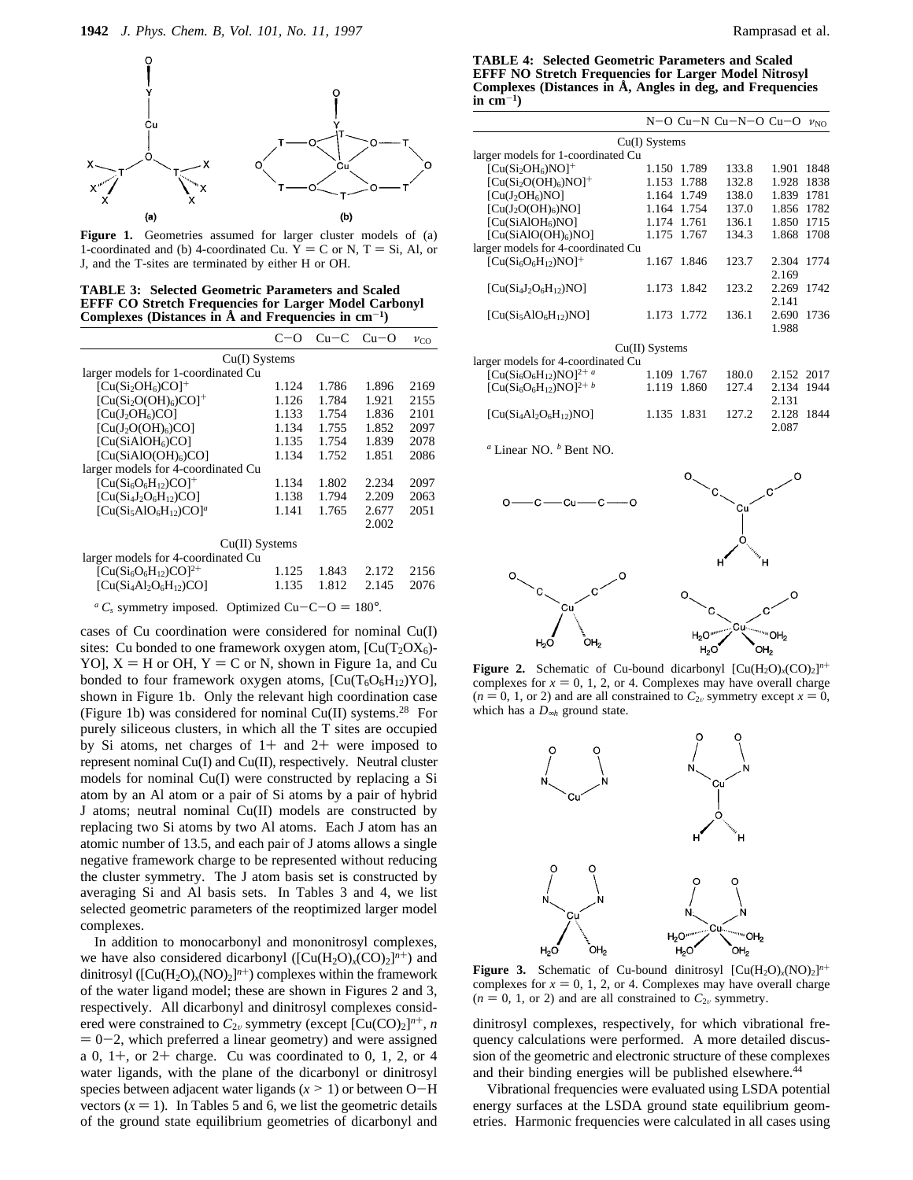**Figure 1.** Geometries assumed for larger cluster models of (a) 1-coordinated and (b) 4-coordinated Cu. Y = C or N, T = Si, Al, or J, and the T-sites are terminated by either H or OH.

**TABLE 3: Selected Geometric Parameters and Scaled EFFF CO Stretch Frequencies for Larger Model Carbonyl Complexes (Distances in Å and Frequencies in $cm^{-1}$)**

| | C−O | Cu−C | Cu−O | $\nu_{CO}$ |
|---|---|---|---|---|
| Cu(I) Systems | | | | |
| larger models for 1-coordinated Cu | | | | |
| $[Cu(Si_2OH_6)CO]^+$ | 1.124 | 1.786 | 1.896 | 2169 |
| $[Cu(Si_2O(OH)_6)CO]^+$ | 1.126 | 1.784 | 1.921 | 2155 |
| $[Cu(J_2OH_6)CO]$ | 1.133 | 1.754 | 1.836 | 2101 |
| $[Cu(J_2O(OH)_6)CO]$ | 1.134 | 1.755 | 1.852 | 2097 |
| $[Cu(SiAlOH_6)CO]$ | 1.135 | 1.754 | 1.839 | 2078 |
| $[Cu(SiAlO(OH)_6)CO]$ | 1.134 | 1.752 | 1.851 | 2086 |
| larger models for 4-coordinated Cu | | | | |
| $[Cu(Si_6O_6H_{12})CO]^+$ | 1.134 | 1.802 | 2.234 | 2097 |
| $[Cu(Si_4J_2O_6H_{12})CO]$ | 1.138 | 1.794 | 2.209 | 2063 |
| $[Cu(Si_5AlO_6H_{12})CO]^a$ | 1.141 | 1.765 | 2.677<br>2.002 | 2051 |
| Cu(II) Systems | | | | |
| larger models for 4-coordinated Cu | | | | |
| $[Cu(Si_6O_6H_{12})CO]^{2+}$ | 1.125 | 1.843 | 2.172 | 2156 |
| $[Cu(Si_4Al_2O_6H_{12})CO]$ | 1.135 | 1.812 | 2.145 | 2076 |

[a] $C_s$ symmetry imposed. Optimized Cu−C−O = 180°.

cases of Cu coordination were considered for nominal Cu(I) sites: Cu bonded to one framework oxygen atom, $[Cu(T_2OX_6)YO]$, X = H or OH, Y = C or N, shown in Figure 1a, and Cu bonded to four framework oxygen atoms, $[Cu(T_6O_6H_{12})YO]$, shown in Figure 1b. Only the relevant high coordination case (Figure 1b) was considered for nominal Cu(II) systems.[28] For purely siliceous clusters, in which all the T sites are occupied by Si atoms, net charges of 1+ and 2+ were imposed to represent nominal Cu(I) and Cu(II), respectively. Neutral cluster models for nominal Cu(I) were constructed by replacing a Si atom by an Al atom or a pair of Si atoms by a pair of hybrid J atoms; neutral nominal Cu(II) models are constructed by replacing two Si atoms by two Al atoms. Each J atom has an atomic number of 13.5, and each pair of J atoms allows a single negative framework charge to be represented without reducing the cluster symmetry. The J atom basis set is constructed by averaging Si and Al basis sets. In Tables 3 and 4, we list selected geometric parameters of the reoptimized larger model complexes.

In addition to monocarbonyl and mononitrosyl complexes, we have also considered dicarbonyl ($[Cu(H_2O)_x(CO)_2]^{n+}$) and dinitrosyl ($[Cu(H_2O)_x(NO)_2]^{n+}$) complexes within the framework of the water ligand model; these are shown in Figures 2 and 3, respectively. All dicarbonyl and dinitrosyl complexes considered were constrained to $C_{2v}$ symmetry (except $[Cu(CO)_2]^{n+}$, $n = 0-2$, which preferred a linear geometry) and were assigned a 0, 1+, or 2+ charge. Cu was coordinated to 0, 1, 2, or 4 water ligands, with the plane of the dicarbonyl or dinitrosyl species between adjacent water ligands ($x > 1$) or between O−H vectors ($x = 1$). In Tables 5 and 6, we list the geometric details of the ground state equilibrium geometries of dicarbonyl and

**TABLE 4: Selected Geometric Parameters and Scaled EFFF NO Stretch Frequencies for Larger Model Nitrosyl Complexes (Distances in Å, Angles in deg, and Frequencies in $cm^{-1}$)**

| | N−O | Cu−N | Cu−N−O | Cu−O | $\nu_{NO}$ |
|---|---|---|---|---|---|
| Cu(I) Systems | | | | | |
| larger models for 1-coordinated Cu | | | | | |
| $[Cu(Si_2OH_6)NO]^+$ | 1.150 | 1.789 | 133.8 | 1.901 | 1848 |
| $[Cu(Si_2O(OH)_6)NO]^+$ | 1.153 | 1.788 | 132.8 | 1.928 | 1838 |
| $[Cu(J_2OH_6)NO]$ | 1.164 | 1.749 | 138.0 | 1.839 | 1781 |
| $[Cu(J_2O(OH)_6)NO]$ | 1.164 | 1.754 | 137.0 | 1.856 | 1782 |
| $[Cu(SiAlOH_6)NO]$ | 1.174 | 1.761 | 136.1 | 1.850 | 1715 |
| $[Cu(SiAlO(OH)_6)NO]$ | 1.175 | 1.767 | 134.3 | 1.868 | 1708 |
| larger models for 4-coordinated Cu | | | | | |
| $[Cu(Si_6O_6H_{12})NO]^+$ | 1.167 | 1.846 | 123.7 | 2.304<br>2.169 | 1774 |
| $[Cu(Si_4J_2O_6H_{12})NO]$ | 1.173 | 1.842 | 123.2 | 2.269<br>2.141 | 1742 |
| $[Cu(Si_5AlO_6H_{12})NO]$ | 1.173 | 1.772 | 136.1 | 2.690<br>1.988 | 1736 |
| Cu(II) Systems | | | | | |
| larger models for 4-coordinated Cu | | | | | |
| $[Cu(Si_6O_6H_{12})NO]^{2+\,a}$ | 1.109 | 1.767 | 180.0 | 2.152 | 2017 |
| $[Cu(Si_6O_6H_{12})NO]^{2+\,b}$ | 1.119 | 1.860 | 127.4 | 2.134<br>2.131 | 1944 |
| $[Cu(Si_4Al_2O_6H_{12})NO]$ | 1.135 | 1.831 | 127.2 | 2.128<br>2.087 | 1844 |

[a] Linear NO. [b] Bent NO.

**Figure 2.** Schematic of Cu-bound dicarbonyl $[Cu(H_2O)_x(CO)_2]^{n+}$ complexes for $x = 0$, 1, 2, or 4. Complexes may have overall charge ($n = 0$, 1, or 2) and are all constrained to $C_{2v}$ symmetry except $x = 0$, which has a $D_{\infty h}$ ground state.

**Figure 3.** Schematic of Cu-bound dinitrosyl $[Cu(H_2O)_x(NO)_2]^{n+}$ complexes for $x = 0$, 1, 2, or 4. Complexes may have overall charge ($n = 0$, 1, or 2) and are all constrained to $C_{2v}$ symmetry.

dinitrosyl complexes, respectively, for which vibrational frequency calculations were performed. A more detailed discussion of the geometric and electronic structure of these complexes and their binding energies will be published elsewhere.[44]

Vibrational frequencies were evaluated using LSDA potential energy surfaces at the LSDA ground state equilibrium geometries. Harmonic frequencies were calculated in all cases using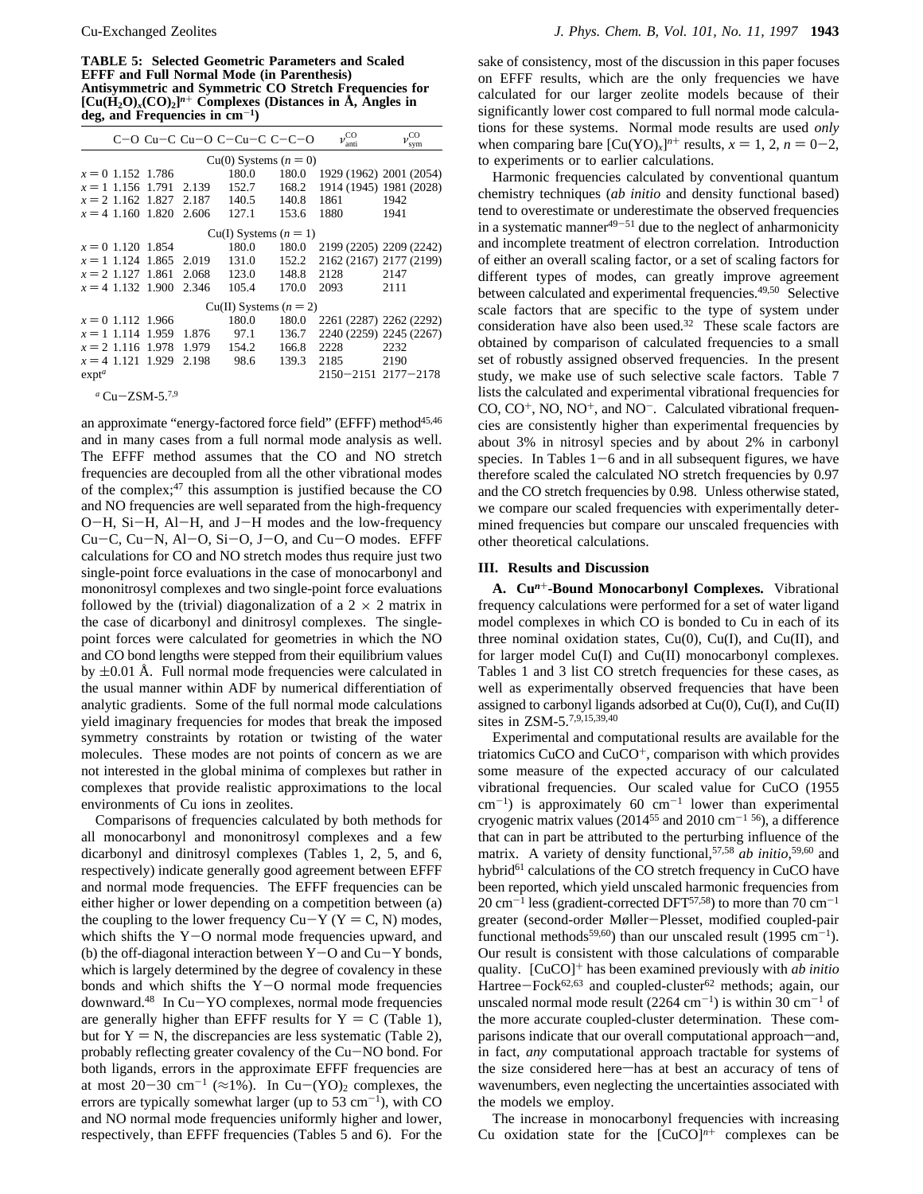**TABLE 5: Selected Geometric Parameters and Scaled EFFF and Full Normal Mode (in Parenthesis) Antisymmetric and Symmetric CO Stretch Frequencies for $[Cu(H_2O)_x(CO)_2]^{n+}$ Complexes (Distances in Å, Angles in deg, and Frequencies in $cm^{-1}$)**

| | C−O | Cu−C | Cu−O | C−Cu−C | C−C−O | $\nu_{anti}^{CO}$ | $\nu_{sym}^{CO}$ |
|---|---|---|---|---|---|---|---|
| | | | Cu(0) Systems ($n$ = 0) | | | | |
| $x$ = 0 | 1.152 | 1.786 | | 180.0 | 180.0 | 1929 (1962) | 2001 (2054) |
| $x$ = 1 | 1.156 | 1.791 | 2.139 | 152.7 | 168.2 | 1914 (1945) | 1981 (2028) |
| $x$ = 2 | 1.162 | 1.827 | 2.187 | 140.5 | 140.8 | 1861 | 1942 |
| $x$ = 4 | 1.160 | 1.820 | 2.606 | 127.1 | 153.6 | 1880 | 1941 |
| | | | Cu(I) Systems ($n$ = 1) | | | | |
| $x$ = 0 | 1.120 | 1.854 | | 180.0 | 180.0 | 2199 (2205) | 2209 (2242) |
| $x$ = 1 | 1.124 | 1.865 | 2.019 | 131.0 | 152.2 | 2162 (2167) | 2177 (2199) |
| $x$ = 2 | 1.127 | 1.861 | 2.068 | 123.0 | 148.8 | 2128 | 2147 |
| $x$ = 4 | 1.132 | 1.900 | 2.346 | 105.4 | 170.0 | 2093 | 2111 |
| | | | Cu(II) Systems ($n$ = 2) | | | | |
| $x$ = 0 | 1.112 | 1.966 | | 180.0 | 180.0 | 2261 (2287) | 2262 (2292) |
| $x$ = 1 | 1.114 | 1.959 | 1.876 | 97.1 | 136.7 | 2240 (2259) | 2245 (2267) |
| $x$ = 2 | 1.116 | 1.978 | 1.979 | 154.2 | 166.8 | 2228 | 2232 |
| $x$ = 4 | 1.121 | 1.929 | 2.198 | 98.6 | 139.3 | 2185 | 2190 |
| expt[a] | | | | | | 2150−2151 | 2177−2178 |

[a] Cu−ZSM-5.[7,9]

an approximate "energy-factored force field" (EFFF) method[45,46] and in many cases from a full normal mode analysis as well. The EFFF method assumes that the CO and NO stretch frequencies are decoupled from all the other vibrational modes of the complex;[47] this assumption is justified because the CO and NO frequencies are well separated from the high-frequency O−H, Si−H, Al−H, and J−H modes and the low-frequency Cu−C, Cu−N, Al−O, Si−O, J−O, and Cu−O modes. EFFF calculations for CO and NO stretch modes thus require just two single-point force evaluations in the case of monocarbonyl and mononitrosyl complexes and two single-point force evaluations followed by the (trivial) diagonalization of a 2 × 2 matrix in the case of dicarbonyl and dinitrosyl complexes. The single-point forces were calculated for geometries in which the NO and CO bond lengths were stepped from their equilibrium values by ±0.01 Å. Full normal mode frequencies were calculated in the usual manner within ADF by numerical differentiation of analytic gradients. Some of the full normal mode calculations yield imaginary frequencies for modes that break the imposed symmetry constraints by rotation or twisting of the water molecules. These modes are not points of concern as we are not interested in the global minima of complexes but rather in complexes that provide realistic approximations to the local environments of Cu ions in zeolites.

Comparisons of frequencies calculated by both methods for all monocarbonyl and mononitrosyl complexes and a few dicarbonyl and dinitrosyl complexes (Tables 1, 2, 5, and 6, respectively) indicate generally good agreement between EFFF and normal mode frequencies. The EFFF frequencies can be either higher or lower depending on a competition between (a) the coupling to the lower frequency Cu−Y (Y = C, N) modes, which shifts the Y−O normal mode frequencies upward, and (b) the off-diagonal interaction between Y−O and Cu−Y bonds, which is largely determined by the degree of covalency in these bonds and which shifts the Y−O normal mode frequencies downward.[48] In Cu−YO complexes, normal mode frequencies are generally higher than EFFF results for Y = C (Table 1), but for Y = N, the discrepancies are less systematic (Table 2), probably reflecting greater covalency of the Cu−NO bond. For both ligands, errors in the approximate EFFF frequencies are at most 20−30 $cm^{-1}$ (≈1%). In Cu−(YO)$_2$ complexes, the errors are typically somewhat larger (up to 53 $cm^{-1}$), with CO and NO normal mode frequencies uniformly higher and lower, respectively, than EFFF frequencies (Tables 5 and 6). For the sake of consistency, most of the discussion in this paper focuses on EFFF results, which are the only frequencies we have calculated for our larger zeolite models because of their significantly lower cost compared to full normal mode calculations for these systems. Normal mode results are used *only* when comparing bare $[Cu(YO)_x]^{n+}$ results, $x$ = 1, 2, $n$ = 0−2, to experiments or to earlier calculations.

Harmonic frequencies calculated by conventional quantum chemistry techniques (*ab initio* and density functional based) tend to overestimate or underestimate the observed frequencies in a systematic manner[49−51] due to the neglect of anharmonicity and incomplete treatment of electron correlation. Introduction of either an overall scaling factor, or a set of scaling factors for different types of modes, can greatly improve agreement between calculated and experimental frequencies.[49,50] Selective scale factors that are specific to the type of system under consideration have also been used.[32] These scale factors are obtained by comparison of calculated frequencies to a small set of robustly assigned observed frequencies. In the present study, we make use of such selective scale factors. Table 7 lists the calculated and experimental vibrational frequencies for CO, $CO^+$, NO, $NO^+$, and $NO^-$. Calculated vibrational frequencies are consistently higher than experimental frequencies by about 3% in nitrosyl species and by about 2% in carbonyl species. In Tables 1−6 and in all subsequent figures, we have therefore scaled the calculated NO stretch frequencies by 0.97 and the CO stretch frequencies by 0.98. Unless otherwise stated, we compare our scaled frequencies with experimentally determined frequencies but compare our unscaled frequencies with other theoretical calculations.

## III. Results and Discussion

**A. $Cu^{n+}$-Bound Monocarbonyl Complexes.** Vibrational frequency calculations were performed for a set of water ligand model complexes in which CO is bonded to Cu in each of its three nominal oxidation states, Cu(0), Cu(I), and Cu(II), and for larger model Cu(I) and Cu(II) monocarbonyl complexes. Tables 1 and 3 list CO stretch frequencies for these cases, as well as experimentally observed frequencies that have been assigned to carbonyl ligands adsorbed at Cu(0), Cu(I), and Cu(II) sites in ZSM-5.[7,9,15,39,40]

Experimental and computational results are available for the triatomics CuCO and $CuCO^+$, comparison with which provides some measure of the expected accuracy of our calculated vibrational frequencies. Our scaled value for CuCO (1955 $cm^{-1}$) is approximately 60 $cm^{-1}$ lower than experimental cryogenic matrix values (2014[55] and 2010 $cm^{-1}$ [56]), a difference that can in part be attributed to the perturbing influence of the matrix. A variety of density functional,[57,58] *ab initio*,[59,60] and hybrid[61] calculations of the CO stretch frequency in CuCO have been reported, which yield unscaled harmonic frequencies from 20 $cm^{-1}$ less (gradient-corrected DFT[57,58]) to more than 70 $cm^{-1}$ greater (second-order Møller−Plesset, modified coupled-pair functional methods[59,60]) than our unscaled result (1995 $cm^{-1}$). Our result is consistent with those calculations of comparable quality. $[CuCO]^+$ has been examined previously with *ab initio* Hartree−Fock[62,63] and coupled-cluster[62] methods; again, our unscaled normal mode result (2264 $cm^{-1}$) is within 30 $cm^{-1}$ of the more accurate coupled-cluster determination. These comparisons indicate that our overall computational approach—and, in fact, *any* computational approach tractable for systems of the size considered here—has at best an accuracy of tens of wavenumbers, even neglecting the uncertainties associated with the models we employ.

The increase in monocarbonyl frequencies with increasing Cu oxidation state for the $[CuCO]^{n+}$ complexes can be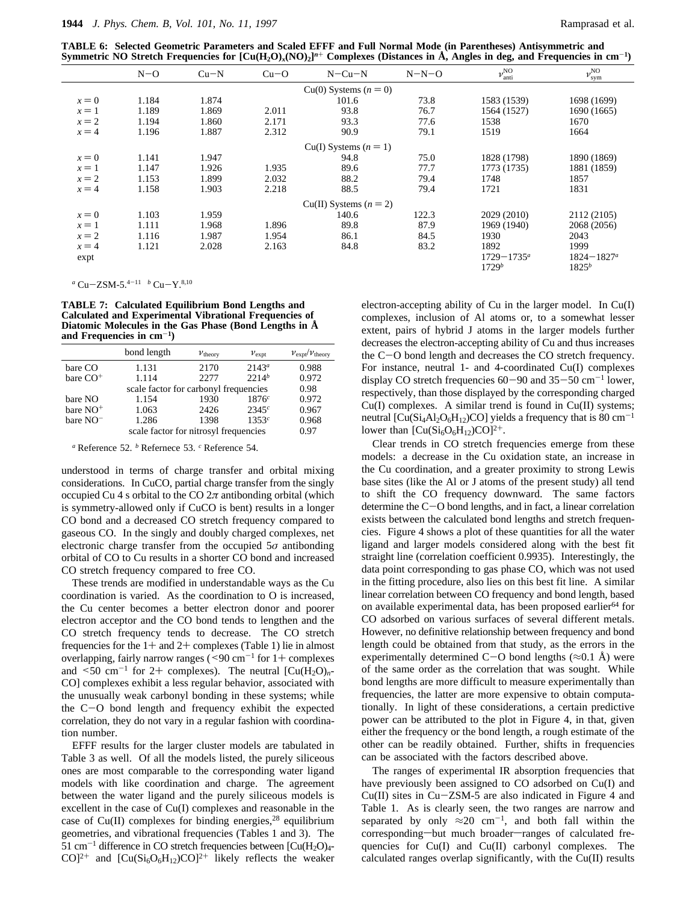**TABLE 6: Selected Geometric Parameters and Scaled EFFF and Full Normal Mode (in Parentheses) Antisymmetric and Symmetric NO Stretch Frequencies for $[Cu(H_2O)_x(NO)_2]^{n+}$ Complexes (Distances in Å, Angles in deg, and Frequencies in $cm^{-1}$)**

| | N−O | Cu−N | Cu−O | N−Cu−N | N−N−O | $\nu^{NO}_{anti}$ | $\nu^{NO}_{sym}$ |
|---|---|---|---|---|---|---|---|
| | | | | Cu(0) Systems ($n = 0$) | | | |
| $x = 0$ | 1.184 | 1.874 | | 101.6 | 73.8 | 1583 (1539) | 1698 (1699) |
| $x = 1$ | 1.189 | 1.869 | 2.011 | 93.8 | 76.7 | 1564 (1527) | 1690 (1665) |
| $x = 2$ | 1.194 | 1.860 | 2.171 | 93.3 | 77.6 | 1538 | 1670 |
| $x = 4$ | 1.196 | 1.887 | 2.312 | 90.9 | 79.1 | 1519 | 1664 |
| | | | | Cu(I) Systems ($n = 1$) | | | |
| $x = 0$ | 1.141 | 1.947 | | 94.8 | 75.0 | 1828 (1798) | 1890 (1869) |
| $x = 1$ | 1.147 | 1.926 | 1.935 | 89.6 | 77.7 | 1773 (1735) | 1881 (1859) |
| $x = 2$ | 1.153 | 1.899 | 2.032 | 88.2 | 79.4 | 1748 | 1857 |
| $x = 4$ | 1.158 | 1.903 | 2.218 | 88.5 | 79.4 | 1721 | 1831 |
| | | | | Cu(II) Systems ($n = 2$) | | | |
| $x = 0$ | 1.103 | 1.959 | | 140.6 | 122.3 | 2029 (2010) | 2112 (2105) |
| $x = 1$ | 1.111 | 1.968 | 1.896 | 89.8 | 87.9 | 1969 (1940) | 2068 (2056) |
| $x = 2$ | 1.116 | 1.987 | 1.954 | 86.1 | 84.5 | 1930 | 2043 |
| $x = 4$ | 1.121 | 2.028 | 2.163 | 84.8 | 83.2 | 1892 | 1999 |
| expt | | | | | | 1729−1735[a] | 1824−1827[a] |
| | | | | | | 1729[b] | 1825[b] |

[a] Cu−ZSM-5.[4−11] [b] Cu−Y.[8,10]

**TABLE 7: Calculated Equilibrium Bond Lengths and Calculated and Experimental Vibrational Frequencies of Diatomic Molecules in the Gas Phase (Bond Lengths in Å and Frequencies in $cm^{-1}$)**

| | bond length | $\nu_{theory}$ | $\nu_{expt}$ | $\nu_{expt}/\nu_{theory}$ |
|---|---|---|---|---|
| bare CO | 1.131 | 2170 | 2143[a] | 0.988 |
| bare $CO^+$ | 1.114 | 2277 | 2214[b] | 0.972 |
| scale factor for carbonyl frequencies | | | | 0.98 |
| bare NO | 1.154 | 1930 | 1876[c] | 0.972 |
| bare $NO^+$ | 1.063 | 2426 | 2345[c] | 0.967 |
| bare $NO^-$ | 1.286 | 1398 | 1353[c] | 0.968 |
| scale factor for nitrosyl frequencies | | | | 0.97 |

[a] Reference 52. [b] Refernece 53. [c] Reference 54.

understood in terms of charge transfer and orbital mixing considerations. In CuCO, partial charge transfer from the singly occupied Cu 4 s orbital to the CO $2\pi$ antibonding orbital (which is symmetry-allowed only if CuCO is bent) results in a longer CO bond and a decreased CO stretch frequency compared to gaseous CO. In the singly and doubly charged complexes, net electronic charge transfer from the occupied $5\sigma$ antibonding orbital of CO to Cu results in a shorter CO bond and increased CO stretch frequency compared to free CO.

These trends are modified in understandable ways as the Cu coordination is varied. As the coordination to O is increased, the Cu center becomes a better electron donor and poorer electron acceptor and the CO bond tends to lengthen and the CO stretch frequency tends to decrease. The CO stretch frequencies for the 1+ and 2+ complexes (Table 1) lie in almost overlapping, fairly narrow ranges (<90 $cm^{-1}$ for 1+ complexes and <50 $cm^{-1}$ for 2+ complexes). The neutral $[Cu(H_2O)_n$-CO] complexes exhibit a less regular behavior, associated with the unusually weak carbonyl bonding in these systems; while the C−O bond length and frequency exhibit the expected correlation, they do not vary in a regular fashion with coordination number.

EFFF results for the larger cluster models are tabulated in Table 3 as well. Of all the models listed, the purely siliceous ones are most comparable to the corresponding water ligand models with like coordination and charge. The agreement between the water ligand and the purely siliceous models is excellent in the case of Cu(I) complexes and reasonable in the case of Cu(II) complexes for binding energies,[28] equilibrium geometries, and vibrational frequencies (Tables 1 and 3). The 51 $cm^{-1}$ difference in CO stretch frequencies between $[Cu(H_2O)_4CO]^{2+}$ and $[Cu(Si_6O_6H_{12})CO]^{2+}$ likely reflects the weaker electron-accepting ability of Cu in the larger model. In Cu(I) complexes, inclusion of Al atoms or, to a somewhat lesser extent, pairs of hybrid J atoms in the larger models further decreases the electron-accepting ability of Cu and thus increases the C−O bond length and decreases the CO stretch frequency. For instance, neutral 1- and 4-coordinated Cu(I) complexes display CO stretch frequencies 60−90 and 35−50 $cm^{-1}$ lower, respectively, than those displayed by the corresponding charged Cu(I) complexes. A similar trend is found in Cu(II) systems; neutral $[Cu(Si_4Al_2O_6H_{12})CO]$ yields a frequency that is 80 $cm^{-1}$ lower than $[Cu(Si_6O_6H_{12})CO]^{2+}$.

Clear trends in CO stretch frequencies emerge from these models: a decrease in the Cu oxidation state, an increase in the Cu coordination, and a greater proximity to strong Lewis base sites (like the Al or J atoms of the present study) all tend to shift the CO frequency downward. The same factors determine the C−O bond lengths, and in fact, a linear correlation exists between the calculated bond lengths and stretch frequencies. Figure 4 shows a plot of these quantities for all the water ligand and larger models considered along with the best fit straight line (correlation coefficient 0.9935). Interestingly, the data point corresponding to gas phase CO, which was not used in the fitting procedure, also lies on this best fit line. A similar linear correlation between CO frequency and bond length, based on available experimental data, has been proposed earlier[64] for CO adsorbed on various surfaces of several different metals. However, no definitive relationship between frequency and bond length could be obtained from that study, as the errors in the experimentally determined C−O bond lengths (≈0.1 Å) were of the same order as the correlation that was sought. While bond lengths are more difficult to measure experimentally than frequencies, the latter are more expensive to obtain computationally. In light of these considerations, a certain predictive power can be attributed to the plot in Figure 4, in that, given either the frequency or the bond length, a rough estimate of the other can be readily obtained. Further, shifts in frequencies can be associated with the factors described above.

The ranges of experimental IR absorption frequencies that have previously been assigned to CO adsorbed on Cu(I) and Cu(II) sites in Cu−ZSM-5 are also indicated in Figure 4 and Table 1. As is clearly seen, the two ranges are narrow and separated by only ≈20 $cm^{-1}$, and both fall within the corresponding—but much broader—ranges of calculated frequencies for Cu(I) and Cu(II) carbonyl complexes. The calculated ranges overlap significantly, with the Cu(II) results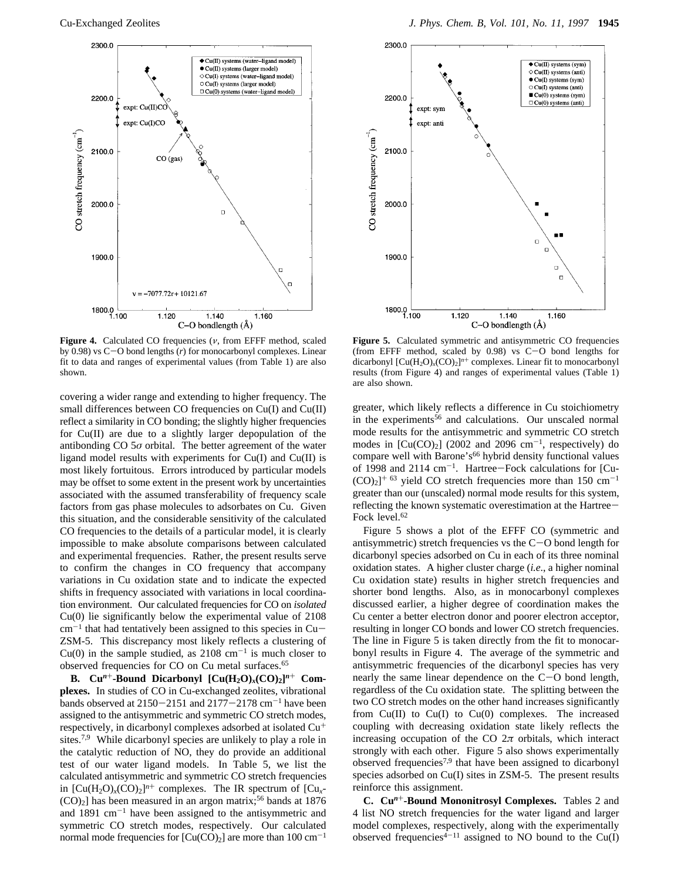**Figure 4.** Calculated CO frequencies ($\nu$, from EFFF method, scaled by 0.98) vs C–O bond lengths ($r$) for monocarbonyl complexes. Linear fit to data and ranges of experimental values (from Table 1) are also shown.

**Figure 5.** Calculated symmetric and antisymmetric CO frequencies (from EFFF method, scaled by 0.98) vs C–O bond lengths for dicarbonyl $[Cu(H_2O)_x(CO)_2]^{n+}$ complexes. Linear fit to monocarbonyl results (from Figure 4) and ranges of experimental values (Table 1) are also shown.

covering a wider range and extending to higher frequency. The small differences between CO frequencies on Cu(I) and Cu(II) reflect a similarity in CO bonding; the slightly higher frequencies for Cu(II) are due to a slightly larger depopulation of the antibonding CO 5$\sigma$ orbital. The better agreement of the water ligand model results with experiments for Cu(I) and Cu(II) is most likely fortuitous. Errors introduced by particular models may be offset to some extent in the present work by uncertainties associated with the assumed transferability of frequency scale factors from gas phase molecules to adsorbates on Cu. Given this situation, and the considerable sensitivity of the calculated CO frequencies to the details of a particular model, it is clearly impossible to make absolute comparisons between calculated and experimental frequencies. Rather, the present results serve to confirm the changes in CO frequency that accompany variations in Cu oxidation state and to indicate the expected shifts in frequency associated with variations in local coordination environment. Our calculated frequencies for CO on *isolated* Cu(0) lie significantly below the experimental value of 2108 $cm^{-1}$ that had tentatively been assigned to this species in Cu–ZSM-5. This discrepancy most likely reflects a clustering of Cu(0) in the sample studied, as 2108 $cm^{-1}$ is much closer to observed frequencies for CO on Cu metal surfaces.[65]

**B. $Cu^{n+}$-Bound Dicarbonyl $[Cu(H_2O)_x(CO)_2]^{n+}$ Complexes.** In studies of CO in Cu-exchanged zeolites, vibrational bands observed at 2150–2151 and 2177–2178 $cm^{-1}$ have been assigned to the antisymmetric and symmetric CO stretch modes, respectively, in dicarbonyl complexes adsorbed at isolated $Cu^+$ sites.[7,9] While dicarbonyl species are unlikely to play a role in the catalytic reduction of NO, they do provide an additional test of our water ligand models. In Table 5, we list the calculated antisymmetric and symmetric CO stretch frequencies in $[Cu(H_2O)_x(CO)_2]^{n+}$ complexes. The IR spectrum of $[Cu_x(CO)_2]$ has been measured in an argon matrix;[56] bands at 1876 and 1891 $cm^{-1}$ have been assigned to the antisymmetric and symmetric CO stretch modes, respectively. Our calculated normal mode frequencies for $[Cu(CO)_2]$ are more than 100 $cm^{-1}$ greater, which likely reflects a difference in Cu stoichiometry in the experiments[56] and calculations. Our unscaled normal mode results for the antisymmetric and symmetric CO stretch modes in $[Cu(CO)_2]$ (2002 and 2096 $cm^{-1}$, respectively) do compare well with Barone's[66] hybrid density functional values of 1998 and 2114 $cm^{-1}$. Hartree–Fock calculations for $[Cu(CO)_2]^+$ [63] yield CO stretch frequencies more than 150 $cm^{-1}$ greater than our (unscaled) normal mode results for this system, reflecting the known systematic overestimation at the Hartree–Fock level.[62]

Figure 5 shows a plot of the EFFF CO (symmetric and antisymmetric) stretch frequencies vs the C–O bond length for dicarbonyl species adsorbed on Cu in each of its three nominal oxidation states. A higher cluster charge (*i.e.*, a higher nominal Cu oxidation state) results in higher stretch frequencies and shorter bond lengths. Also, as in monocarbonyl complexes discussed earlier, a higher degree of coordination makes the Cu center a better electron donor and poorer electron acceptor, resulting in longer CO bonds and lower CO stretch frequencies. The line in Figure 5 is taken directly from the fit to monocarbonyl results in Figure 4. The average of the symmetric and antisymmetric frequencies of the dicarbonyl species has very nearly the same linear dependence on the C–O bond length, regardless of the Cu oxidation state. The splitting between the two CO stretch modes on the other hand increases significantly from Cu(II) to Cu(I) to Cu(0) complexes. The increased coupling with decreasing oxidation state likely reflects the increasing occupation of the CO 2$\pi$ orbitals, which interact strongly with each other. Figure 5 also shows experimentally observed frequencies[7,9] that have been assigned to dicarbonyl species adsorbed on Cu(I) sites in ZSM-5. The present results reinforce this assignment.

**C. $Cu^{n+}$-Bound Mononitrosyl Complexes.** Tables 2 and 4 list NO stretch frequencies for the water ligand and larger model complexes, respectively, along with the experimentally observed frequencies[4–11] assigned to NO bound to the Cu(I)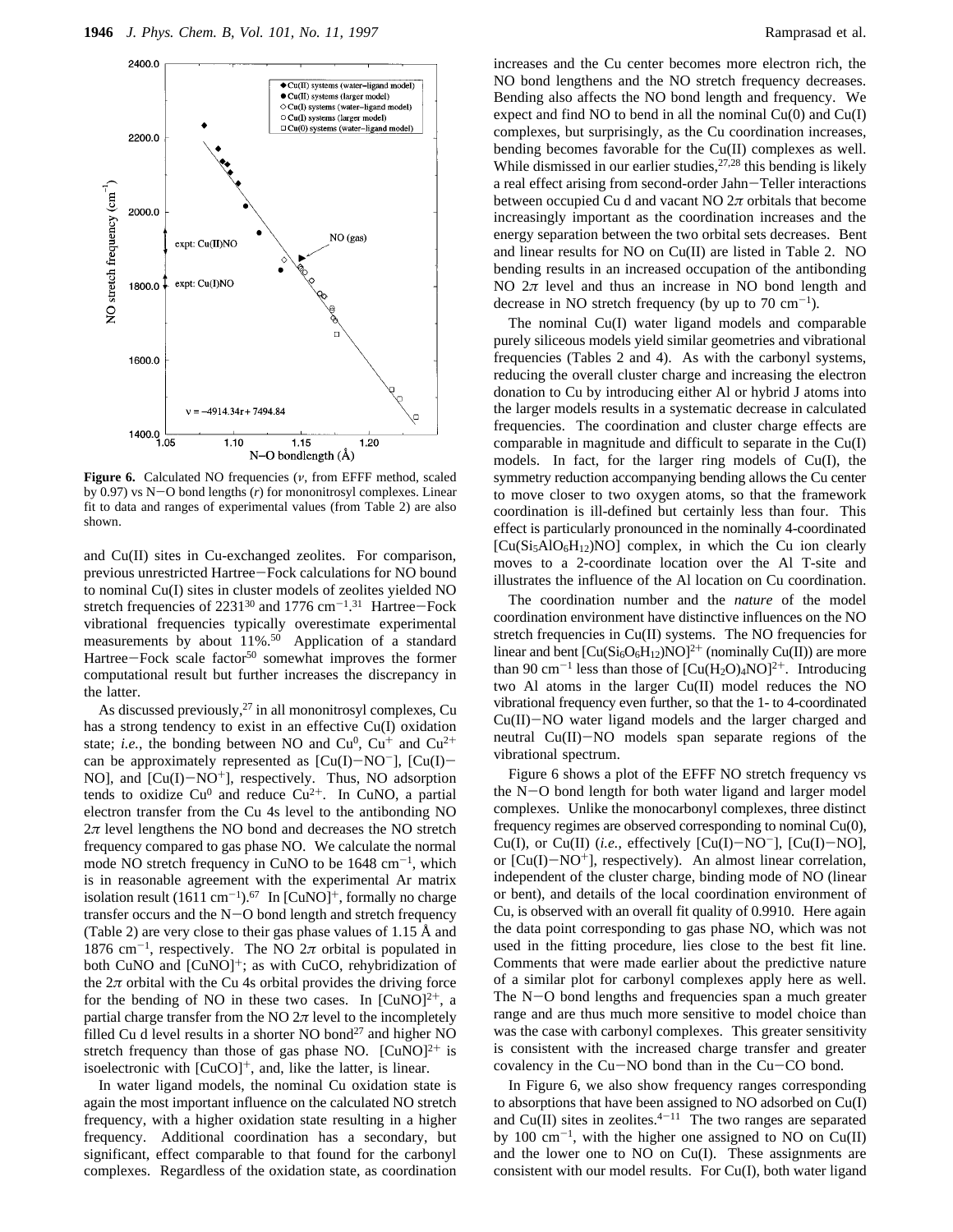**Figure 6.** Calculated NO frequencies ($\nu$, from EFFF method, scaled by 0.97) vs N–O bond lengths ($r$) for mononitrosyl complexes. Linear fit to data and ranges of experimental values (from Table 2) are also shown.

and Cu(II) sites in Cu-exchanged zeolites. For comparison, previous unrestricted Hartree–Fock calculations for NO bound to nominal Cu(I) sites in cluster models of zeolites yielded NO stretch frequencies of 2231[30] and 1776 $cm^{-1}$.[31] Hartree–Fock vibrational frequencies typically overestimate experimental measurements by about 11%.[50] Application of a standard Hartree–Fock scale factor[50] somewhat improves the former computational result but further increases the discrepancy in the latter.

As discussed previously,[27] in all mononitrosyl complexes, Cu has a strong tendency to exist in an effective Cu(I) oxidation state; *i.e.*, the bonding between NO and $Cu^0$, $Cu^+$ and $Cu^{2+}$ can be approximately represented as [Cu(I)–$NO^-$], [Cu(I)–NO], and [Cu(I)–$NO^+$], respectively. Thus, NO adsorption tends to oxidize $Cu^0$ and reduce $Cu^{2+}$. In CuNO, a partial electron transfer from the Cu 4s level to the antibonding NO $2\pi$ level lengthens the NO bond and decreases the NO stretch frequency compared to gas phase NO. We calculate the normal mode NO stretch frequency in CuNO to be 1648 $cm^{-1}$, which is in reasonable agreement with the experimental Ar matrix isolation result (1611 $cm^{-1}$).[67] In $[CuNO]^+$, formally no charge transfer occurs and the N–O bond length and stretch frequency (Table 2) are very close to their gas phase values of 1.15 Å and 1876 $cm^{-1}$, respectively. The NO $2\pi$ orbital is populated in both CuNO and $[CuNO]^+$; as with CuCO, rehybridization of the $2\pi$ orbital with the Cu 4s orbital provides the driving force for the bending of NO in these two cases. In $[CuNO]^{2+}$, a partial charge transfer from the NO $2\pi$ level to the incompletely filled Cu d level results in a shorter NO bond[27] and higher NO stretch frequency than those of gas phase NO. $[CuNO]^{2+}$ is isoelectronic with $[CuCO]^+$, and, like the latter, is linear.

In water ligand models, the nominal Cu oxidation state is again the most important influence on the calculated NO stretch frequency, with a higher oxidation state resulting in a higher frequency. Additional coordination has a secondary, but significant, effect comparable to that found for the carbonyl complexes. Regardless of the oxidation state, as coordination increases and the Cu center becomes more electron rich, the NO bond lengthens and the NO stretch frequency decreases. Bending also affects the NO bond length and frequency. We expect and find NO to bend in all the nominal Cu(0) and Cu(I) complexes, but surprisingly, as the Cu coordination increases, bending becomes favorable for the Cu(II) complexes as well. While dismissed in our earlier studies,[27,28] this bending is likely a real effect arising from second-order Jahn–Teller interactions between occupied Cu d and vacant NO $2\pi$ orbitals that become increasingly important as the coordination increases and the energy separation between the two orbital sets decreases. Bent and linear results for NO on Cu(II) are listed in Table 2. NO bending results in an increased occupation of the antibonding NO $2\pi$ level and thus an increase in NO bond length and decrease in NO stretch frequency (by up to 70 $cm^{-1}$).

The nominal Cu(I) water ligand models and comparable purely siliceous models yield similar geometries and vibrational frequencies (Tables 2 and 4). As with the carbonyl systems, reducing the overall cluster charge and increasing the electron donation to Cu by introducing either Al or hybrid J atoms into the larger models results in a systematic decrease in calculated frequencies. The coordination and cluster charge effects are comparable in magnitude and difficult to separate in the Cu(I) models. In fact, for the larger ring models of Cu(I), the symmetry reduction accompanying bending allows the Cu center to move closer to two oxygen atoms, so that the framework coordination is ill-defined but certainly less than four. This effect is particularly pronounced in the nominally 4-coordinated $[Cu(Si_5AlO_6H_{12})NO]$ complex, in which the Cu ion clearly moves to a 2-coordinate location over the Al T-site and illustrates the influence of the Al location on Cu coordination.

The coordination number and the *nature* of the model coordination environment have distinctive influences on the NO stretch frequencies in Cu(II) systems. The NO frequencies for linear and bent $[Cu(Si_6O_6H_{12})NO]^{2+}$ (nominally Cu(II)) are more than 90 $cm^{-1}$ less than those of $[Cu(H_2O)_4NO]^{2+}$. Introducing two Al atoms in the larger Cu(II) model reduces the NO vibrational frequency even further, so that the 1- to 4-coordinated Cu(II)–NO water ligand models and the larger charged and neutral Cu(II)–NO models span separate regions of the vibrational spectrum.

Figure 6 shows a plot of the EFFF NO stretch frequency vs the N–O bond length for both water ligand and larger model complexes. Unlike the monocarbonyl complexes, three distinct frequency regimes are observed corresponding to nominal Cu(0), Cu(I), or Cu(II) (*i.e.*, effectively [Cu(I)–$NO^-$], [Cu(I)–NO], or [Cu(I)–$NO^+$], respectively). An almost linear correlation, independent of the cluster charge, binding mode of NO (linear or bent), and details of the local coordination environment of Cu, is observed with an overall fit quality of 0.9910. Here again the data point corresponding to gas phase NO, which was not used in the fitting procedure, lies close to the best fit line. Comments that were made earlier about the predictive nature of a similar plot for carbonyl complexes apply here as well. The N–O bond lengths and frequencies span a much greater range and are thus much more sensitive to model choice than was the case with carbonyl complexes. This greater sensitivity is consistent with the increased charge transfer and greater covalency in the Cu–NO bond than in the Cu–CO bond.

In Figure 6, we also show frequency ranges corresponding to absorptions that have been assigned to NO adsorbed on Cu(I) and Cu(II) sites in zeolites.[4–11] The two ranges are separated by 100 $cm^{-1}$, with the higher one assigned to NO on Cu(II) and the lower one to NO on Cu(I). These assignments are consistent with our model results. For Cu(I), both water ligand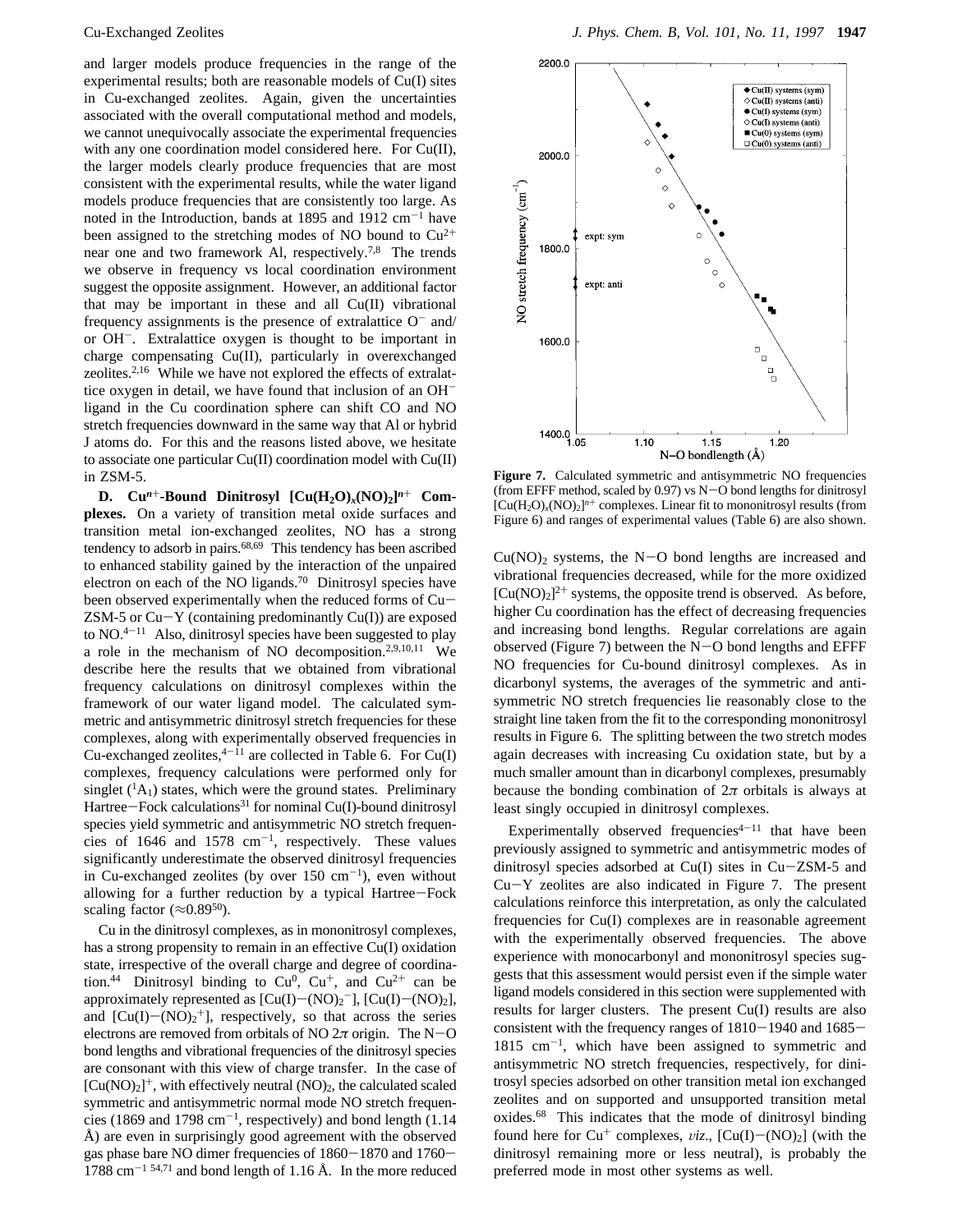and larger models produce frequencies in the range of the experimental results; both are reasonable models of Cu(I) sites in Cu-exchanged zeolites. Again, given the uncertainties associated with the overall computational method and models, we cannot unequivocally associate the experimental frequencies with any one coordination model considered here. For Cu(II), the larger models clearly produce frequencies that are most consistent with the experimental results, while the water ligand models produce frequencies that are consistently too large. As noted in the Introduction, bands at 1895 and 1912 cm$^{-1}$ have been assigned to the stretching modes of NO bound to $Cu^{2+}$ near one and two framework Al, respectively.[7,8] The trends we observe in frequency vs local coordination environment suggest the opposite assignment. However, an additional factor that may be important in these and all Cu(II) vibrational frequency assignments is the presence of extralattice $O^-$ and/or $OH^-$. Extralattice oxygen is thought to be important in charge compensating Cu(II), particularly in overexchanged zeolites.[2,16] While we have not explored the effects of extralattice oxygen in detail, we have found that inclusion of an $OH^-$ ligand in the Cu coordination sphere can shift CO and NO stretch frequencies downward in the same way that Al or hybrid J atoms do. For this and the reasons listed above, we hesitate to associate one particular Cu(II) coordination model with Cu(II) in ZSM-5.

**D. $Cu^{n+}$-Bound Dinitrosyl $[Cu(H_2O)_x(NO)_2]^{n+}$ Complexes.** On a variety of transition metal oxide surfaces and transition metal ion-exchanged zeolites, NO has a strong tendency to adsorb in pairs.[68,69] This tendency has been ascribed to enhanced stability gained by the interaction of the unpaired electron on each of the NO ligands.[70] Dinitrosyl species have been observed experimentally when the reduced forms of Cu–ZSM-5 or Cu–Y (containing predominantly Cu(I)) are exposed to NO.[4–11] Also, dinitrosyl species have been suggested to play a role in the mechanism of NO decomposition.[2,9,10,11] We describe here the results that we obtained from vibrational frequency calculations on dinitrosyl complexes within the framework of our water ligand model. The calculated symmetric and antisymmetric dinitrosyl stretch frequencies for these complexes, along with experimentally observed frequencies in Cu-exchanged zeolites,[4–11] are collected in Table 6. For Cu(I) complexes, frequency calculations were performed only for singlet ($^1A_1$) states, which were the ground states. Preliminary Hartree–Fock calculations[31] for nominal Cu(I)-bound dinitrosyl species yield symmetric and antisymmetric NO stretch frequencies of 1646 and 1578 cm$^{-1}$, respectively. These values significantly underestimate the observed dinitrosyl frequencies in Cu-exchanged zeolites (by over 150 cm$^{-1}$), even without allowing for a further reduction by a typical Hartree–Fock scaling factor (≈0.89[50]).

Cu in the dinitrosyl complexes, as in mononitrosyl complexes, has a strong propensity to remain in an effective Cu(I) oxidation state, irrespective of the overall charge and degree of coordination.[44] Dinitrosyl binding to $Cu^0$, $Cu^+$, and $Cu^{2+}$ can be approximately represented as $[Cu(I)-(NO)_2^-]$, $[Cu(I)-(NO)_2]$, and $[Cu(I)-(NO)_2^+]$, respectively, so that across the series electrons are removed from orbitals of NO $2\pi$ origin. The N–O bond lengths and vibrational frequencies of the dinitrosyl species are consonant with this view of charge transfer. In the case of $[Cu(NO)_2]^+$, with effectively neutral $(NO)_2$, the calculated scaled symmetric and antisymmetric normal mode NO stretch frequencies (1869 and 1798 cm$^{-1}$, respectively) and bond length (1.14 Å) are even in surprisingly good agreement with the observed gas phase bare NO dimer frequencies of 1860–1870 and 1760–1788 cm$^{-1}$ [54,71] and bond length of 1.16 Å. In the more reduced $Cu(NO)_2$ systems, the N–O bond lengths are increased and vibrational frequencies decreased, while for the more oxidized $[Cu(NO)_2]^{2+}$ systems, the opposite trend is observed. As before, higher Cu coordination has the effect of decreasing frequencies and increasing bond lengths. Regular correlations are again observed (Figure 7) between the N–O bond lengths and EFFF NO frequencies for Cu-bound dinitrosyl complexes. As in dicarbonyl systems, the averages of the symmetric and antisymmetric NO stretch frequencies lie reasonably close to the straight line taken from the fit to the corresponding mononitrosyl results in Figure 6. The splitting between the two stretch modes again decreases with increasing Cu oxidation state, but by a much smaller amount than in dicarbonyl complexes, presumably because the bonding combination of $2\pi$ orbitals is always at least singly occupied in dinitrosyl complexes.

**Figure 7.** Calculated symmetric and antisymmetric NO frequencies (from EFFF method, scaled by 0.97) vs N–O bond lengths for dinitrosyl $[Cu(H_2O)_x(NO)_2]^{n+}$ complexes. Linear fit to mononitrosyl results (from Figure 6) and ranges of experimental values (Table 6) are also shown.

Experimentally observed frequencies[4–11] that have been previously assigned to symmetric and antisymmetric modes of dinitrosyl species adsorbed at Cu(I) sites in Cu–ZSM-5 and Cu–Y zeolites are also indicated in Figure 7. The present calculations reinforce this interpretation, as only the calculated frequencies for Cu(I) complexes are in reasonable agreement with the experimentally observed frequencies. The above experience with monocarbonyl and mononitrosyl species suggests that this assessment would persist even if the simple water ligand models considered in this section were supplemented with results for larger clusters. The present Cu(I) results are also consistent with the frequency ranges of 1810–1940 and 1685–1815 cm$^{-1}$, which have been assigned to symmetric and antisymmetric NO stretch frequencies, respectively, for dinitrosyl species adsorbed on other transition metal ion exchanged zeolites and on supported and unsupported transition metal oxides.[68] This indicates that the mode of dinitrosyl binding found here for $Cu^+$ complexes, *viz.*, $[Cu(I)-(NO)_2]$ (with the dinitrosyl remaining more or less neutral), is probably the preferred mode in most other systems as well.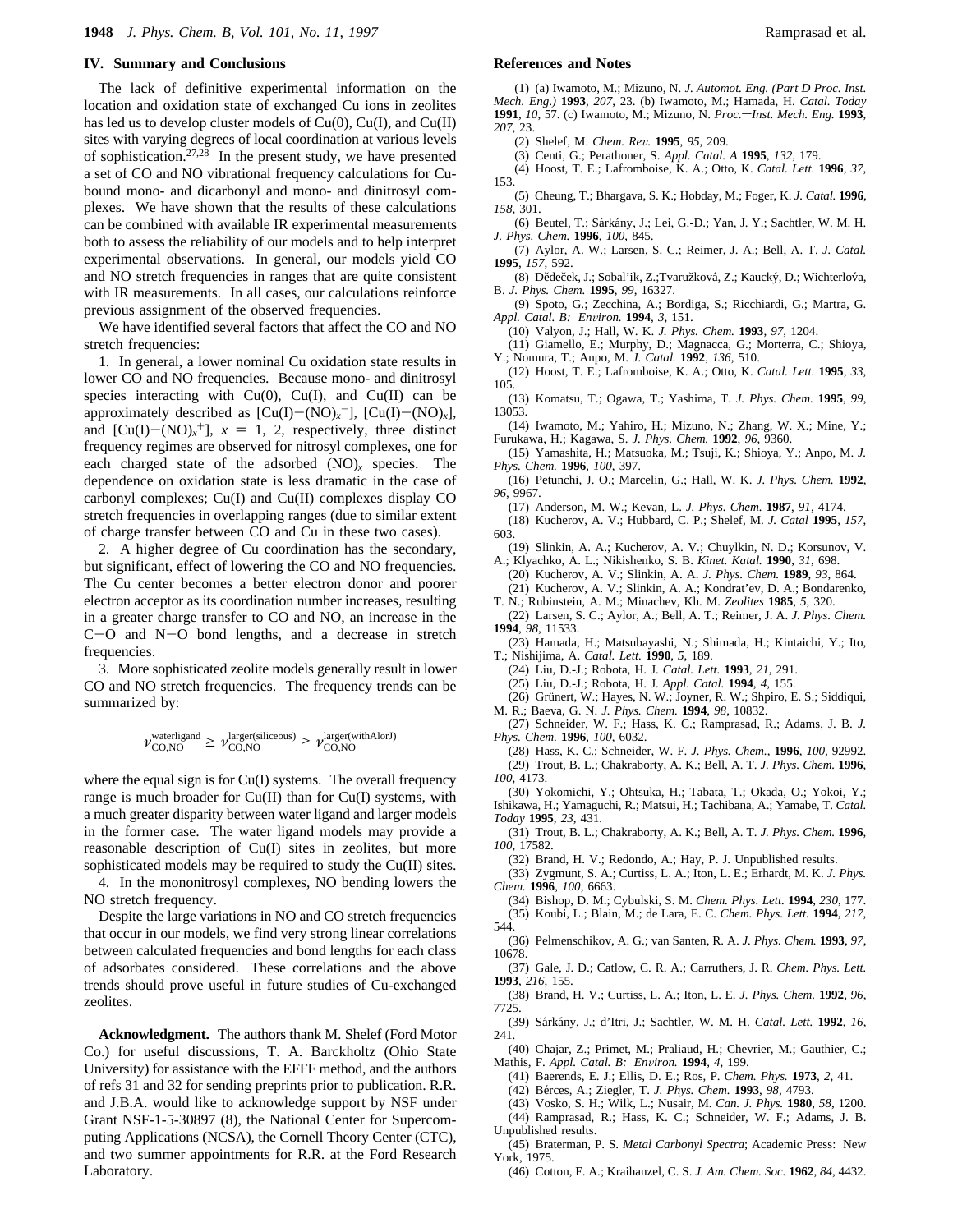## IV. Summary and Conclusions

The lack of definitive experimental information on the location and oxidation state of exchanged Cu ions in zeolites has led us to develop cluster models of Cu(0), Cu(I), and Cu(II) sites with varying degrees of local coordination at various levels of sophistication.[27,28] In the present study, we have presented a set of CO and NO vibrational frequency calculations for Cu-bound mono- and dicarbonyl and mono- and dinitrosyl complexes. We have shown that the results of these calculations can be combined with available IR experimental measurements both to assess the reliability of our models and to help interpret experimental observations. In general, our models yield CO and NO stretch frequencies in ranges that are quite consistent with IR measurements. In all cases, our calculations reinforce previous assignment of the observed frequencies.

We have identified several factors that affect the CO and NO stretch frequencies:

1. In general, a lower nominal Cu oxidation state results in lower CO and NO frequencies. Because mono- and dinitrosyl species interacting with Cu(0), Cu(I), and Cu(II) can be approximately described as $[Cu(I)-(NO)_x^-]$, $[Cu(I)-(NO)_x]$, and $[Cu(I)-(NO)_x^+]$, $x = 1, 2$, respectively, three distinct frequency regimes are observed for nitrosyl complexes, one for each charged state of the adsorbed $(NO)_x$ species. The dependence on oxidation state is less dramatic in the case of carbonyl complexes; Cu(I) and Cu(II) complexes display CO stretch frequencies in overlapping ranges (due to similar extent of charge transfer between CO and Cu in these two cases).

2. A higher degree of Cu coordination has the secondary, but significant, effect of lowering the CO and NO frequencies. The Cu center becomes a better electron donor and poorer electron acceptor as its coordination number increases, resulting in a greater charge transfer to CO and NO, an increase in the C–O and N–O bond lengths, and a decrease in stretch frequencies.

3. More sophisticated zeolite models generally result in lower CO and NO stretch frequencies. The frequency trends can be summarized by:

$$\nu_{\mathrm{CO,NO}}^{\mathrm{waterligand}} \geq \nu_{\mathrm{CO,NO}}^{\mathrm{larger(siliceous)}} > \nu_{\mathrm{CO,NO}}^{\mathrm{larger(withAlorJ)}}$$

where the equal sign is for Cu(I) systems. The overall frequency range is much broader for Cu(II) than for Cu(I) systems, with a much greater disparity between water ligand and larger models in the former case. The water ligand models may provide a reasonable description of Cu(I) sites in zeolites, but more sophisticated models may be required to study the Cu(II) sites.

4. In the mononitrosyl complexes, NO bending lowers the NO stretch frequency.

Despite the large variations in NO and CO stretch frequencies that occur in our models, we find very strong linear correlations between calculated frequencies and bond lengths for each class of adsorbates considered. These correlations and the above trends should prove useful in future studies of Cu-exchanged zeolites.

**Acknowledgment.** The authors thank M. Shelef (Ford Motor Co.) for useful discussions, T. A. Barckholtz (Ohio State University) for assistance with the EFFF method, and the authors of refs 31 and 32 for sending preprints prior to publication. R.R. and J.B.A. would like to acknowledge support by NSF under Grant NSF-1-5-30897 (8), the National Center for Supercomputing Applications (NCSA), the Cornell Theory Center (CTC), and two summer appointments for R.R. at the Ford Research Laboratory.

## References and Notes

(1) (a) Iwamoto, M.; Mizuno, N. *J. Automot. Eng. (Part D Proc. Inst. Mech. Eng.)* **1993**, *207*, 23. (b) Iwamoto, M.; Hamada, H. *Catal. Today* **1991**, *10*, 57. (c) Iwamoto, M.; Mizuno, N. *Proc.—Inst. Mech. Eng.* **1993**, *207*, 23.

(2) Shelef, M. *Chem. Rev.* **1995**, *95*, 209.

(3) Centi, G.; Perathoner, S. *Appl. Catal. A* **1995**, *132*, 179.

(4) Hoost, T. E.; Laframboise, K. A.; Otto, K. *Catal. Lett.* **1996**, *37*, 153.

(5) Cheung, T.; Bhargava, S. K.; Hobday, M.; Foger, K. *J. Catal.* **1996**, *158*, 301.

(6) Beutel, T.; Sárkány, J.; Lei, G.-D.; Yan, J. Y.; Sachtler, W. M. H. *J. Phys. Chem.* **1996**, *100*, 845.

(7) Aylor, A. W.; Larsen, S. C.; Reimer, J. A.; Bell, A. T. *J. Catal.* **1995**, *157*, 592.

(8) Dědeček, J.; Sobal'ik, Z.;Tvaružková, Z.; Kaucký, D.; Wichterlova, B. *J. Phys. Chem.* **1995**, *99*, 16327.

(9) Spoto, G.; Zecchina, A.; Bordiga, S.; Ricchiardi, G.; Martra, G. *Appl. Catal. B: Environ.* **1994**, *3*, 151.

(10) Valyon, J.; Hall, W. K. *J. Phys. Chem.* **1993**, *97*, 1204.

(11) Giamello, E.; Murphy, D.; Magnacca, G.; Morterra, C.; Shioya, Y.; Nomura, T.; Anpo, M. *J. Catal.* **1992**, *136*, 510.

(12) Hoost, T. E.; Laframboise, K. A.; Otto, K. *Catal. Lett.* **1995**, *33*, 105.

(13) Komatsu, T.; Ogawa, T.; Yashima, T. *J. Phys. Chem.* **1995**, *99*, 13053.

(14) Iwamoto, M.; Yahiro, H.; Mizuno, N.; Zhang, W. X.; Mine, Y.; Furukawa, H.; Kagawa, S. *J. Phys. Chem.* **1992**, *96*, 9360.

(15) Yamashita, H.; Matsuoka, M.; Tsuji, K.; Shioya, Y.; Anpo, M. *J. Phys. Chem.* **1996**, *100*, 397.

(16) Petunchi, J. O.; Marcelin, G.; Hall, W. K. *J. Phys. Chem.* **1992**, *96*, 9967.

(17) Anderson, M. W.; Kevan, L. *J. Phys. Chem.* **1987**, *91*, 4174.

(18) Kucherov, A. V.; Hubbard, C. P.; Shelef, M. *J. Catal* **1995**, *157*, 603.

(19) Slinkin, A. A.; Kucherov, A. V.; Chuylkin, N. D.; Korsunov, V. A.; Klyachko, A. L.; Nikishenko, S. B. *Kinet. Katal.* **1990**, *31*, 698.

(20) Kucherov, A. V.; Slinkin, A. A. *J. Phys. Chem.* **1989**, *93*, 864.

(21) Kucherov, A. V.; Slinkin, A. A.; Kondrat'ev, D. A.; Bondarenko, T. N.; Rubinstein, A. M.; Minachev, Kh. M. *Zeolites* **1985**, *5*, 320.

(22) Larsen, S. C.; Aylor, A.; Bell, A. T.; Reimer, J. A. *J. Phys. Chem.* **1994**, *98*, 11533.

(23) Hamada, H.; Matsubayashi, N.; Shimada, H.; Kintaichi, Y.; Ito, T.; Nishijima, A. *Catal. Lett.* **1990**, *5*, 189.

(24) Liu, D.-J.; Robota, H. J. *Catal. Lett.* **1993**, *21*, 291.

(25) Liu, D.-J.; Robota, H. J. *Appl. Catal.* **1994**, *4*, 155.

(26) Grünert, W.; Hayes, N. W.; Joyner, R. W.; Shpiro, E. S.; Siddiqui, M. R.; Baeva, G. N. *J. Phys. Chem.* **1994**, *98*, 10832.

(27) Schneider, W. F.; Hass, K. C.; Ramprasad, R.; Adams, J. B. *J. Phys. Chem.* **1996**, *100*, 6032.

(28) Hass, K. C.; Schneider, W. F. *J. Phys. Chem.*, **1996**, *100*, 92992.

(29) Trout, B. L.; Chakraborty, A. K.; Bell, A. T. *J. Phys. Chem.* **1996**, *100*, 4173.

(30) Yokomichi, Y.; Ohtsuka, H.; Tabata, T.; Okada, O.; Yokoi, Y.; Ishikawa, H.; Yamaguchi, R.; Matsui, H.; Tachibana, A.; Yamabe, T. *Catal. Today* **1995**, *23*, 431.

(31) Trout, B. L.; Chakraborty, A. K.; Bell, A. T. *J. Phys. Chem.* **1996**, *100*, 17582.

(32) Brand, H. V.; Redondo, A.; Hay, P. J. Unpublished results.

(33) Zygmunt, S. A.; Curtiss, L. A.; Iton, L. E.; Erhardt, M. K. *J. Phys. Chem.* **1996**, *100*, 6663.

(34) Bishop, D. M.; Cybulski, S. M. *Chem. Phys. Lett.* **1994**, *230*, 177.

(35) Koubi, L.; Blain, M.; de Lara, E. C. *Chem. Phys. Lett.* **1994**, *217*, 544.

(36) Pelmenschikov, A. G.; van Santen, R. A. *J. Phys. Chem.* **1993**, *97*, 10678.

(37) Gale, J. D.; Catlow, C. R. A.; Carruthers, J. R. *Chem. Phys. Lett.* **1993**, *216*, 155.

(38) Brand, H. V.; Curtiss, L. A.; Iton, L. E. *J. Phys. Chem.* **1992**, *96*, 7725.

(39) Sárkány, J.; d'Itri, J.; Sachtler, W. M. H. *Catal. Lett.* **1992**, *16*, 241.

(40) Chajar, Z.; Primet, M.; Praliaud, H.; Chevrier, M.; Gauthier, C.; Mathis, F. *Appl. Catal. B: Environ.* **1994**, *4*, 199.

(41) Baerends, E. J.; Ellis, D. E.; Ros, P. *Chem. Phys.* **1973**, *2*, 41.

(42) Bérces, A.; Ziegler, T. *J. Phys. Chem.* **1993**, *98*, 4793.

(43) Vosko, S. H.; Wilk, L.; Nusair, M. *Can. J. Phys.* **1980**, *58*, 1200.

(44) Ramprasad, R.; Hass, K. C.; Schneider, W. F.; Adams, J. B. Unpublished results.

(45) Braterman, P. S. *Metal Carbonyl Spectra*; Academic Press: New York, 1975.

(46) Cotton, F. A.; Kraihanzel, C. S. *J. Am. Chem. Soc.* **1962**, *84*, 4432.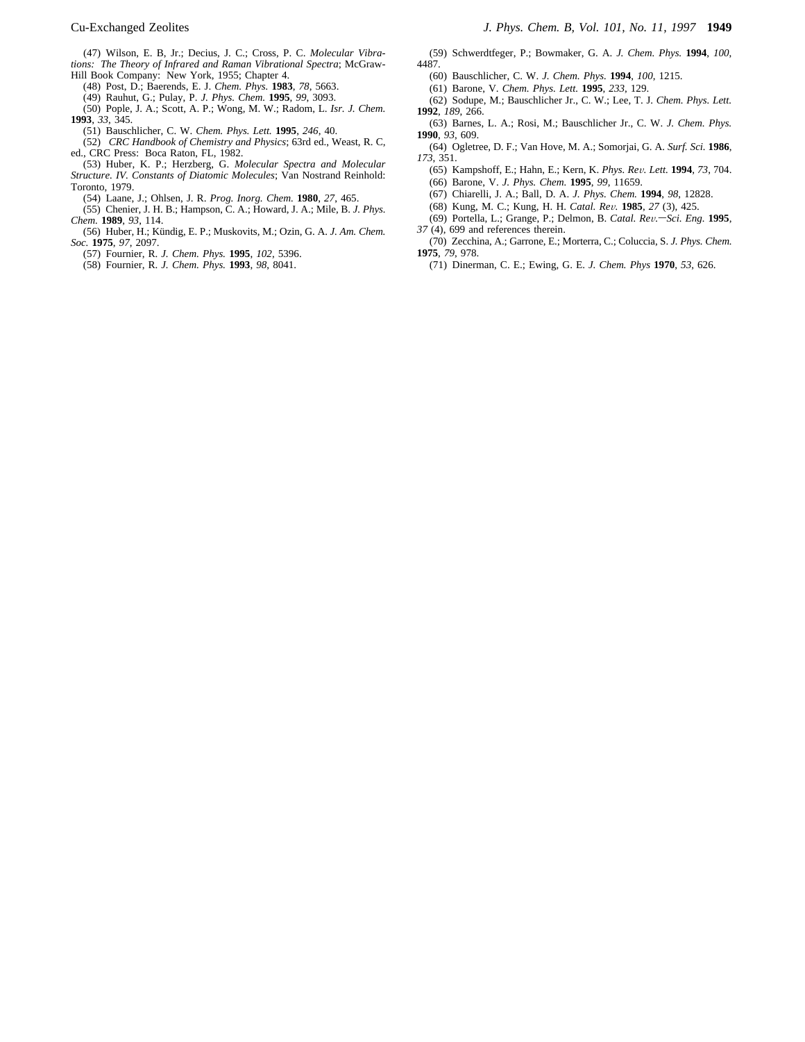(47) Wilson, E. B, Jr.; Decius, J. C.; Cross, P. C. *Molecular Vibrations: The Theory of Infrared and Raman Vibrational Spectra*; McGraw-Hill Book Company: New York, 1955; Chapter 4.

(48) Post, D.; Baerends, E. J. *Chem. Phys.* **1983**, *78*, 5663.

(49) Rauhut, G.; Pulay, P. *J. Phys. Chem.* **1995**, *99*, 3093.

(50) Pople, J. A.; Scott, A. P.; Wong, M. W.; Radom, L. *Isr. J. Chem.* **1993**, *33*, 345.

(51) Bauschlicher, C. W. *Chem. Phys. Lett.* **1995**, *246*, 40.

(52) *CRC Handbook of Chemistry and Physics*; 63rd ed., Weast, R. C, ed., CRC Press: Boca Raton, FL, 1982.

(53) Huber, K. P.; Herzberg, G. *Molecular Spectra and Molecular Structure. IV. Constants of Diatomic Molecules*; Van Nostrand Reinhold: Toronto, 1979.

(54) Laane, J.; Ohlsen, J. R. *Prog. Inorg. Chem.* **1980**, *27*, 465.

(55) Chenier, J. H. B.; Hampson, C. A.; Howard, J. A.; Mile, B. *J. Phys. Chem.* **1989**, *93*, 114.

(56) Huber, H.; Kündig, E. P.; Muskovits, M.; Ozin, G. A. *J. Am. Chem. Soc.* **1975**, *97*, 2097.

(57) Fournier, R. *J. Chem. Phys.* **1995**, *102*, 5396.

(58) Fournier, R. *J. Chem. Phys.* **1993**, *98*, 8041.

(59) Schwerdtfeger, P.; Bowmaker, G. A. *J. Chem. Phys.* **1994**, *100*, 4487.

(60) Bauschlicher, C. W. *J. Chem. Phys.* **1994**, *100*, 1215.

(61) Barone, V. *Chem. Phys. Lett.* **1995**, *233*, 129.

(62) Sodupe, M.; Bauschlicher Jr., C. W.; Lee, T. J. *Chem. Phys. Lett.* **1992**, *189*, 266.

(63) Barnes, L. A.; Rosi, M.; Bauschlicher Jr., C. W. *J. Chem. Phys.* **1990**, *93*, 609.

(64) Ogletree, D. F.; Van Hove, M. A.; Somorjai, G. A. *Surf. Sci.* **1986**, *173*, 351.

(65) Kampshoff, E.; Hahn, E.; Kern, K. *Phys. Rev. Lett.* **1994**, *73*, 704.

(66) Barone, V. *J. Phys. Chem.* **1995**, *99*, 11659.

(67) Chiarelli, J. A.; Ball, D. A. *J. Phys. Chem.* **1994**, *98*, 12828.

(68) Kung, M. C.; Kung, H. H. *Catal. Rev.* **1985**, *27* (3), 425.

(69) Portella, L.; Grange, P.; Delmon, B. *Catal. Rev.—Sci. Eng.* **1995**, *37* (4), 699 and references therein.

(70) Zecchina, A.; Garrone, E.; Morterra, C.; Coluccia, S. *J. Phys. Chem.* **1975**, *79*, 978.

(71) Dinerman, C. E.; Ewing, G. E. *J. Chem. Phys* **1970**, *53*, 626.